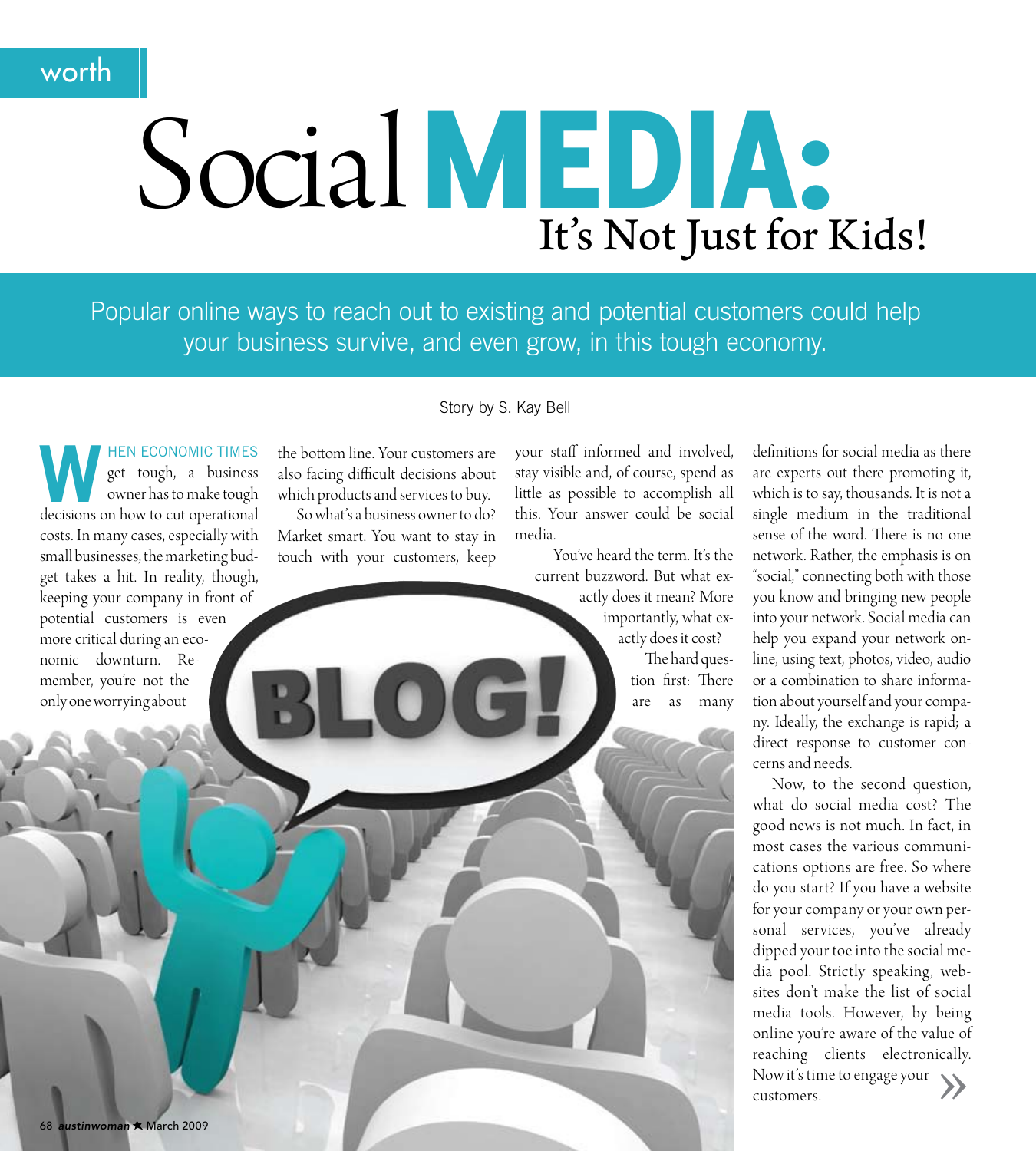worth

# Social MEDIA: It's Not Just for Kids!

Popular online ways to reach out to existing and potential customers could help your business survive, and even grow, in this tough economy.

Story by S. Kay Bell

When economic times get tough, a business owner has to make tough decisions on how to cut operational costs. In many cases, especially with small businesses, the marketing budget takes a hit. In reality, though, keeping your company in front of potential customers is even more critical during an economic downturn. Remember, you're not the only one worrying about the bottom line. Your customers are also facing difficult decisions about which products and services to buy.

So what's a business owner to do? Market smart. You want to stay in touch with your customers, keep your staff informed and involved, stay visible and, of course, spend as little as possible to accomplish all this. Your answer could be social media.

You've heard the term. It's the current buzzword. But what exactly does it mean? More importantly, what exactly does it cost?

The hard question first: There are as many definitions for social media as there are experts out there promoting it, which is to say, thousands. It is not a single medium in the traditional sense of the word. There is no one network. Rather, the emphasis is on "social," connecting both with those you know and bringing new people into your network. Social media can help you expand your network online, using text, photos, video, audio or a combination to share information about yourself and your company. Ideally, the exchange is rapid; a direct response to customer concerns and needs.

Now, to the second question, what do social media cost? The good news is not much. In fact, in most cases the various communications options are free. So where do you start? If you have a website for your company or your own personal services, you've already dipped your toe into the social media pool. Strictly speaking, websites don't make the list of social media tools. However, by being online you're aware of the value of reaching clients electronically. Now it's time to engage your customers. »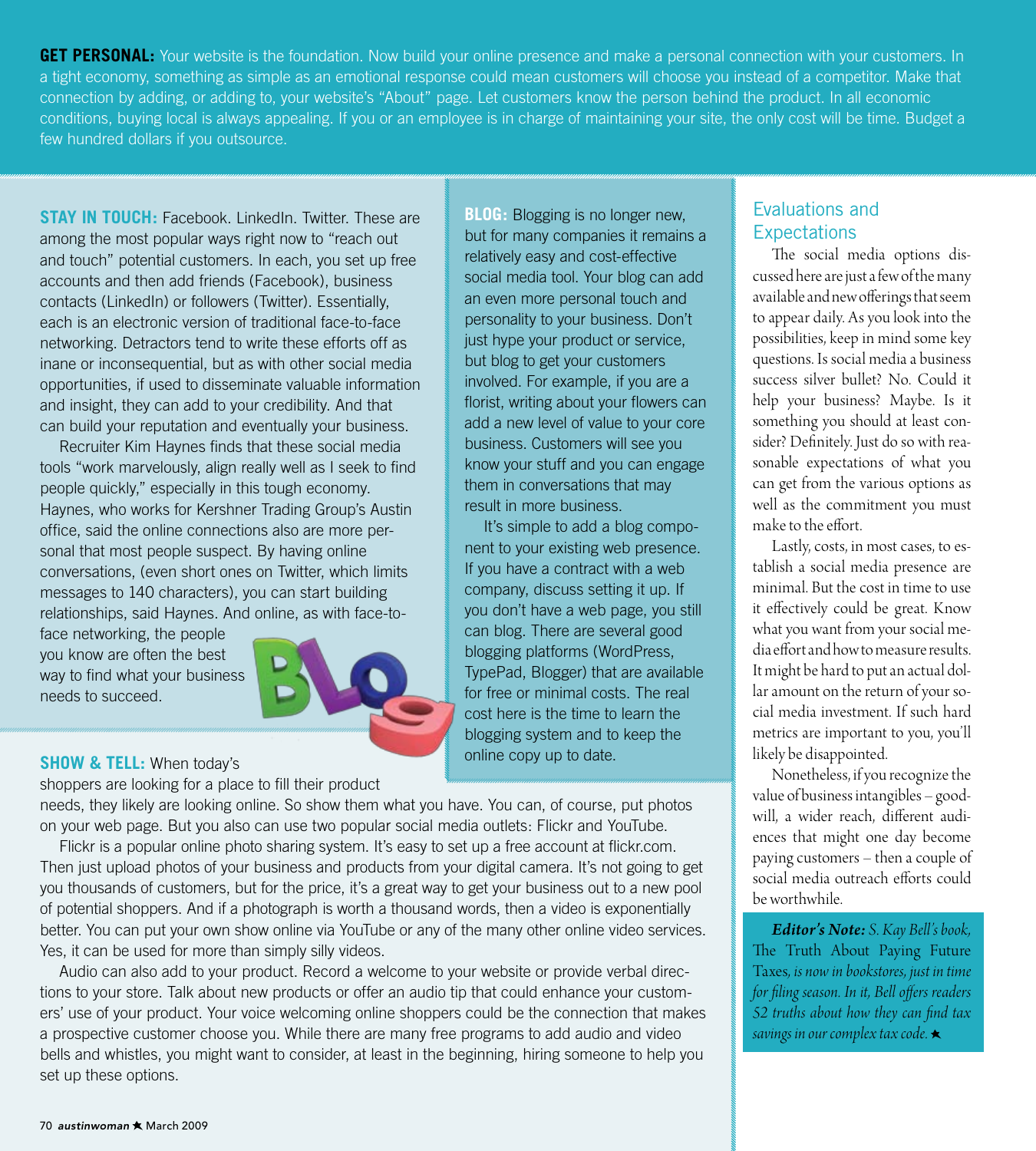**GET PERSONAL:** Your website is the foundation. Now build your online presence and make a personal connection with your customers. In a tight economy, something as simple as an emotional response could mean customers will choose you instead of a competitor. Make that connection by adding, or adding to, your website's "About" page. Let customers know the person behind the product. In all economic conditions, buying local is always appealing. If you or an employee is in charge of maintaining your site, the only cost will be time. Budget a few hundred dollars if you outsource.

**STAY IN TOUCH:** Facebook. LinkedIn. Twitter. These are among the most popular ways right now to "reach out and touch" potential customers. In each, you set up free accounts and then add friends (Facebook), business contacts (LinkedIn) or followers (Twitter). Essentially, each is an electronic version of traditional face-to-face networking. Detractors tend to write these efforts off as inane or inconsequential, but as with other social media opportunities, if used to disseminate valuable information and insight, they can add to your credibility. And that can build your reputation and eventually your business.

Recruiter Kim Haynes finds that these social media tools "work marvelously, align really well as I seek to find people quickly," especially in this tough economy. Haynes, who works for Kershner Trading Group's Austin office, said the online connections also are more personal that most people suspect. By having online conversations, (even short ones on Twitter, which limits messages to 140 characters), you can start building relationships, said Haynes. And online, as with face-to-face networking, the people you know are often the best way to find what your business needs to succeed.

**BLOG:** Blogging is no longer new, but for many companies it remains a relatively easy and cost-effective social media tool. Your blog can add an even more personal touch and personality to your business. Don't just hype your product or service, but blog to get your customers involved. For example, if you are a florist, writing about your flowers can add a new level of value to your core business. Customers will see you know your stuff and you can engage them in conversations that may result in more business.

It's simple to add a blog component to your existing web presence. If you have a contract with a web company, discuss setting it up. If you don't have a web page, you still can blog. There are several good blogging platforms (WordPress, TypePad, Blogger) that are available for free or minimal costs. The real cost here is the time to learn the blogging system and to keep the online copy up to date.

**SHOW & TELL:** When today's shoppers are looking for a place to fill their product needs, they likely are looking online. So show them what you have. You can, of course, put photos on your web page. But you also can use two popular social media outlets: Flickr and YouTube.

Flickr is a popular online photo sharing system. It's easy to set up a free account at flickr.com. Then just upload photos of your business and products from your digital camera. It's not going to get you thousands of customers, but for the price, it's a great way to get your business out to a new pool of potential shoppers. And if a photograph is worth a thousand words, then a video is exponentially better. You can put your own show online via YouTube or any of the many other online video services. Yes, it can be used for more than simply silly videos.

Audio can also add to your product. Record a welcome to your website or provide verbal directions to your store. Talk about new products or offer an audio tip that could enhance your customers' use of your product. Your voice welcoming online shoppers could be the connection that makes a prospective customer choose you. While there are many free programs to add audio and video bells and whistles, you might want to consider, at least in the beginning, hiring someone to help you set up these options.

## Evaluations and Expectations

The social media options discussed here are just a few of the many available and new offerings that seem to appear daily. As you look into the possibilities, keep in mind some key questions. Is social media a business success silver bullet? No. Could it help your business? Maybe. Is it something you should at least consider? Definitely. Just do so with reasonable expectations of what you can get from the various options as well as the commitment you must make to the effort.

Lastly, costs, in most cases, to establish a social media presence are minimal. But the cost in time to use it effectively could be great. Know what you want from your social media effort and how to measure results. It might be hard to put an actual dollar amount on the return of your social media investment. If such hard metrics are important to you, you'll likely be disappointed.

Nonetheless, if you recognize the value of business intangibles – goodwill, a wider reach, different audiences that might one day become paying customers – then a couple of social media outreach efforts could be worthwhile.

***Editor's Note:*** *S. Kay Bell's book,* The Truth About Paying Future Taxes, *is now in bookstores, just in time for filing season. In it, Bell offers readers 52 truths about how they can find tax savings in our complex tax code.* ★